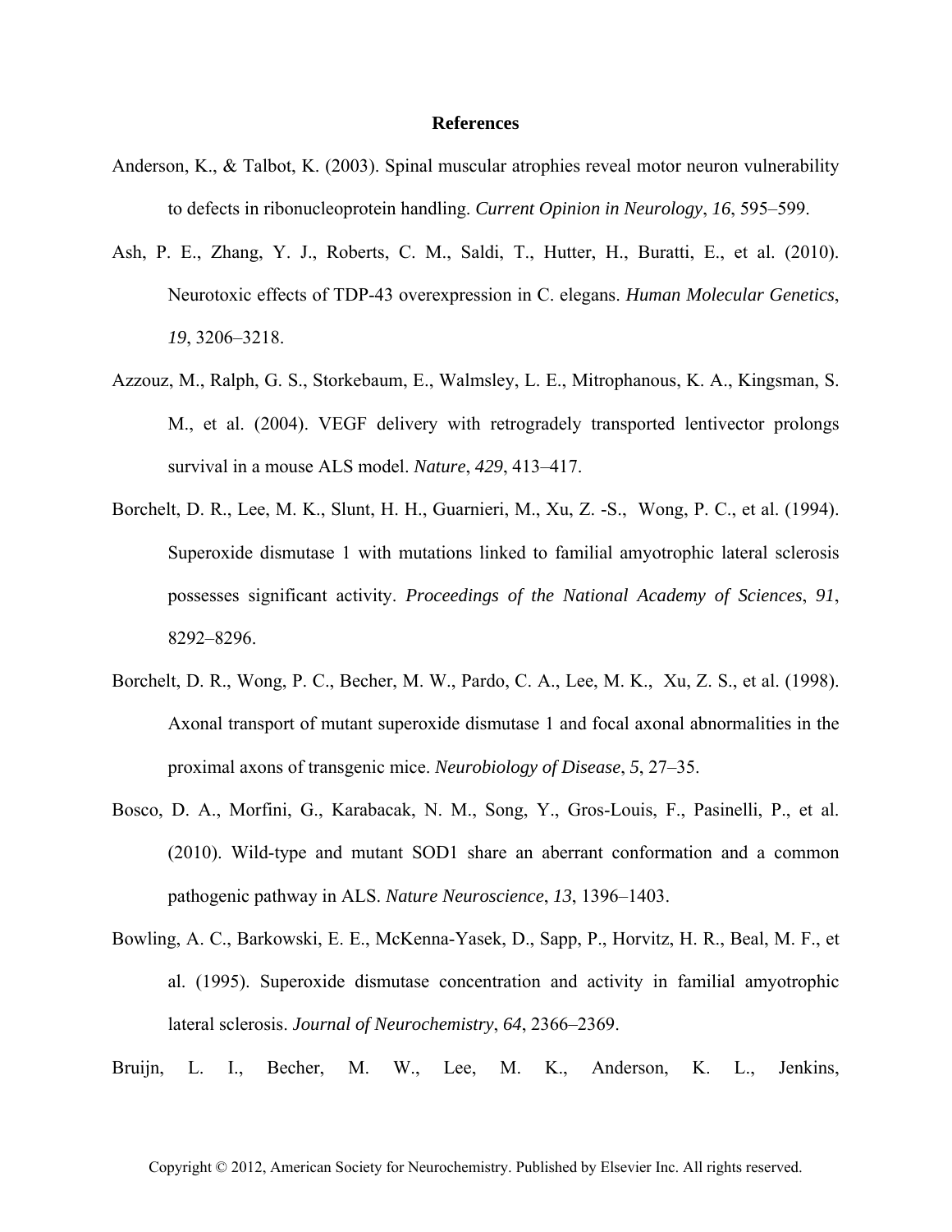# References

Anderson, K., & Talbot, K. (2003). Spinal muscular atrophies reveal motor neuron vulnerability to defects in ribonucleoprotein handling. *Current Opinion in Neurology*, *16*, 595–599.

Ash, P. E., Zhang, Y. J., Roberts, C. M., Saldi, T., Hutter, H., Buratti, E., et al. (2010). Neurotoxic effects of TDP-43 overexpression in C. elegans. *Human Molecular Genetics*, *19*, 3206–3218.

Azzouz, M., Ralph, G. S., Storkebaum, E., Walmsley, L. E., Mitrophanous, K. A., Kingsman, S. M., et al. (2004). VEGF delivery with retrogradely transported lentivector prolongs survival in a mouse ALS model. *Nature*, *429*, 413–417.

Borchelt, D. R., Lee, M. K., Slunt, H. H., Guarnieri, M., Xu, Z. -S., Wong, P. C., et al. (1994). Superoxide dismutase 1 with mutations linked to familial amyotrophic lateral sclerosis possesses significant activity. *Proceedings of the National Academy of Sciences*, *91*, 8292–8296.

Borchelt, D. R., Wong, P. C., Becher, M. W., Pardo, C. A., Lee, M. K., Xu, Z. S., et al. (1998). Axonal transport of mutant superoxide dismutase 1 and focal axonal abnormalities in the proximal axons of transgenic mice. *Neurobiology of Disease*, *5*, 27–35.

Bosco, D. A., Morfini, G., Karabacak, N. M., Song, Y., Gros-Louis, F., Pasinelli, P., et al. (2010). Wild-type and mutant SOD1 share an aberrant conformation and a common pathogenic pathway in ALS. *Nature Neuroscience*, *13*, 1396–1403.

Bowling, A. C., Barkowski, E. E., McKenna-Yasek, D., Sapp, P., Horvitz, H. R., Beal, M. F., et al. (1995). Superoxide dismutase concentration and activity in familial amyotrophic lateral sclerosis. *Journal of Neurochemistry*, *64*, 2366–2369.

Bruijn, L. I., Becher, M. W., Lee, M. K., Anderson, K. L., Jenkins,

Copyright © 2012, American Society for Neurochemistry. Published by Elsevier Inc. All rights reserved.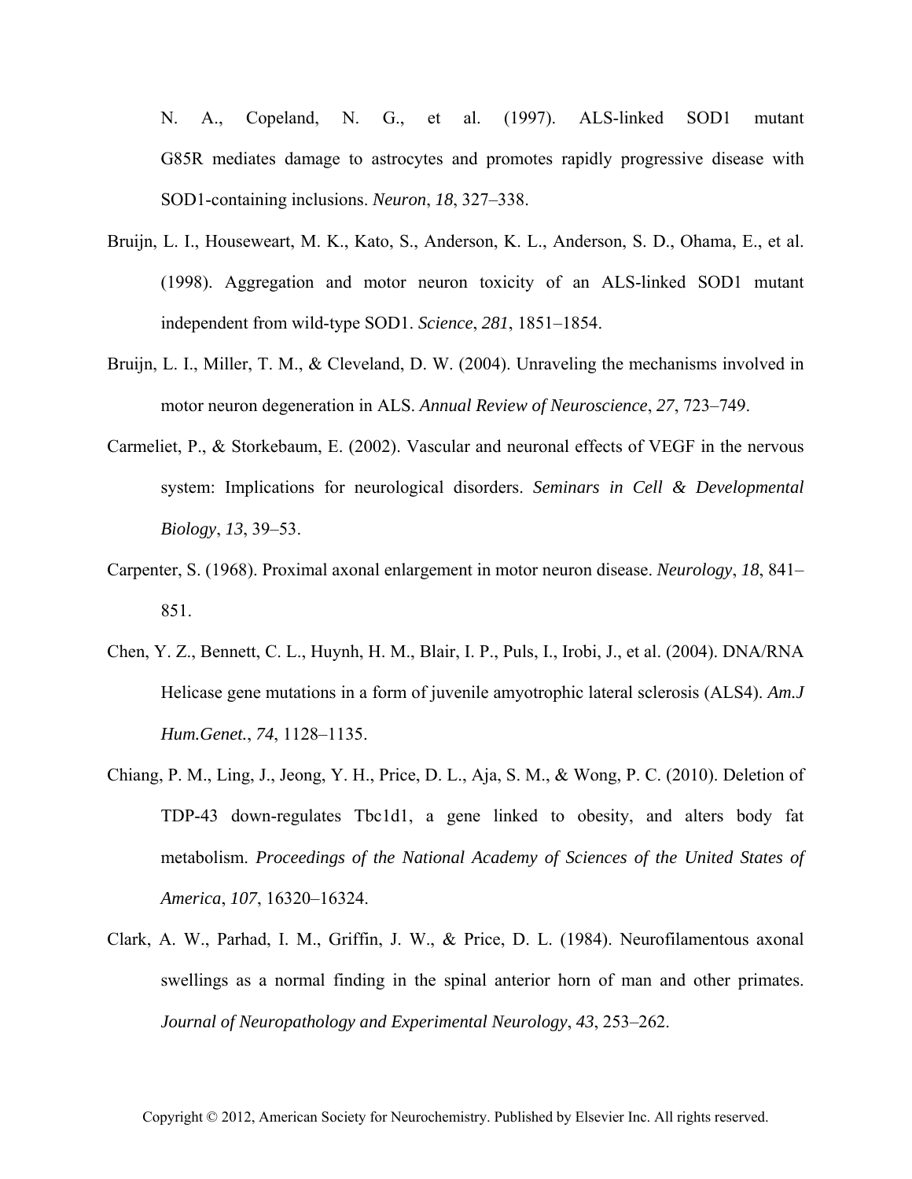N. A., Copeland, N. G., et al. (1997). ALS-linked SOD1 mutant G85R mediates damage to astrocytes and promotes rapidly progressive disease with SOD1-containing inclusions. *Neuron*, *18*, 327–338.

Bruijn, L. I., Houseweart, M. K., Kato, S., Anderson, K. L., Anderson, S. D., Ohama, E., et al. (1998). Aggregation and motor neuron toxicity of an ALS-linked SOD1 mutant independent from wild-type SOD1. *Science*, *281*, 1851–1854.

Bruijn, L. I., Miller, T. M., & Cleveland, D. W. (2004). Unraveling the mechanisms involved in motor neuron degeneration in ALS. *Annual Review of Neuroscience*, *27*, 723–749.

Carmeliet, P., & Storkebaum, E. (2002). Vascular and neuronal effects of VEGF in the nervous system: Implications for neurological disorders. *Seminars in Cell & Developmental Biology*, *13*, 39–53.

Carpenter, S. (1968). Proximal axonal enlargement in motor neuron disease. *Neurology*, *18*, 841–851.

Chen, Y. Z., Bennett, C. L., Huynh, H. M., Blair, I. P., Puls, I., Irobi, J., et al. (2004). DNA/RNA Helicase gene mutations in a form of juvenile amyotrophic lateral sclerosis (ALS4). *Am.J Hum.Genet.*, *74*, 1128–1135.

Chiang, P. M., Ling, J., Jeong, Y. H., Price, D. L., Aja, S. M., & Wong, P. C. (2010). Deletion of TDP-43 down-regulates Tbc1d1, a gene linked to obesity, and alters body fat metabolism. *Proceedings of the National Academy of Sciences of the United States of America*, *107*, 16320–16324.

Clark, A. W., Parhad, I. M., Griffin, J. W., & Price, D. L. (1984). Neurofilamentous axonal swellings as a normal finding in the spinal anterior horn of man and other primates. *Journal of Neuropathology and Experimental Neurology*, *43*, 253–262.

Copyright © 2012, American Society for Neurochemistry. Published by Elsevier Inc. All rights reserved.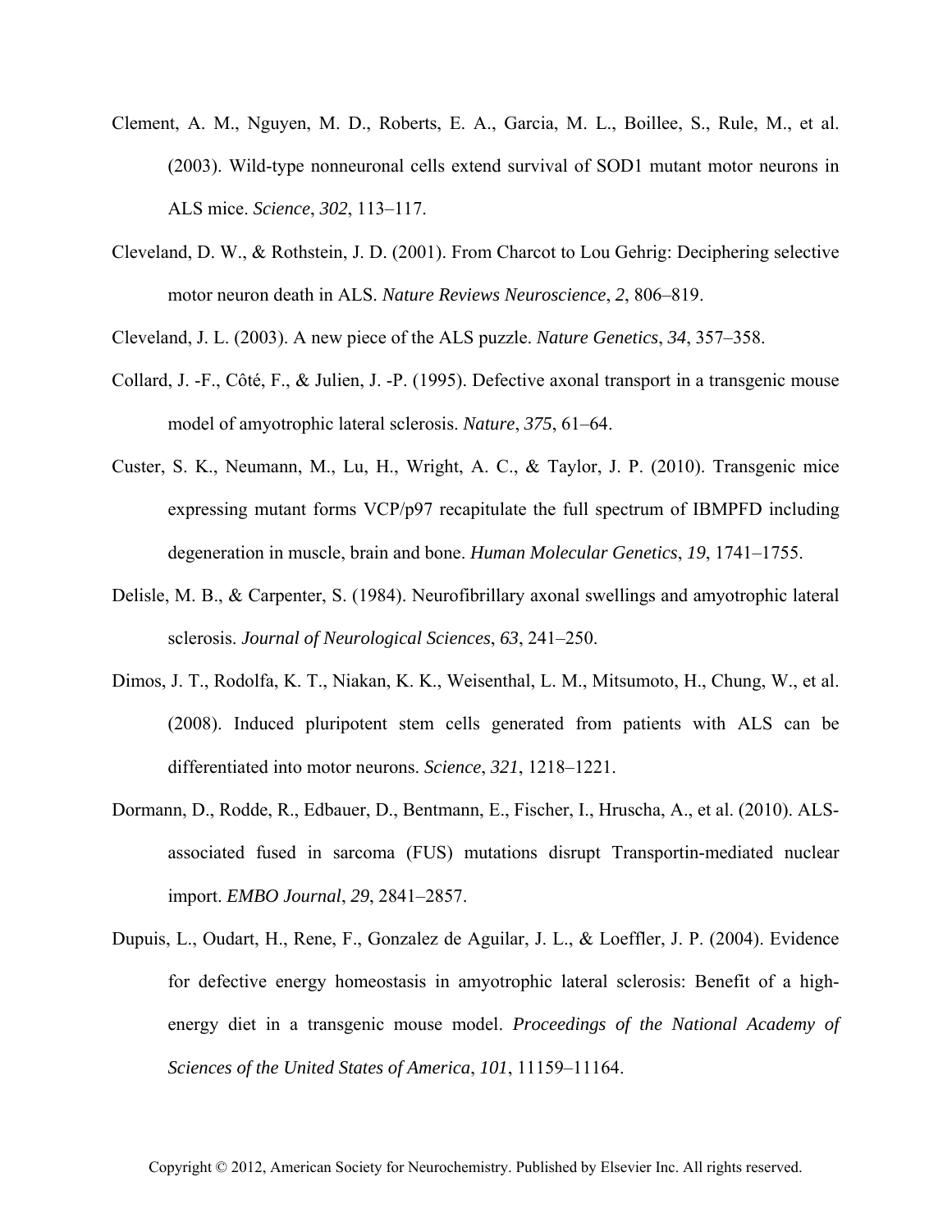Clement, A. M., Nguyen, M. D., Roberts, E. A., Garcia, M. L., Boillee, S., Rule, M., et al. (2003). Wild-type nonneuronal cells extend survival of SOD1 mutant motor neurons in ALS mice. *Science*, *302*, 113–117.

Cleveland, D. W., & Rothstein, J. D. (2001). From Charcot to Lou Gehrig: Deciphering selective motor neuron death in ALS. *Nature Reviews Neuroscience*, *2*, 806–819.

Cleveland, J. L. (2003). A new piece of the ALS puzzle. *Nature Genetics*, *34*, 357–358.

Collard, J. -F., Côté, F., & Julien, J. -P. (1995). Defective axonal transport in a transgenic mouse model of amyotrophic lateral sclerosis. *Nature*, *375*, 61–64.

Custer, S. K., Neumann, M., Lu, H., Wright, A. C., & Taylor, J. P. (2010). Transgenic mice expressing mutant forms VCP/p97 recapitulate the full spectrum of IBMPFD including degeneration in muscle, brain and bone. *Human Molecular Genetics*, *19*, 1741–1755.

Delisle, M. B., & Carpenter, S. (1984). Neurofibrillary axonal swellings and amyotrophic lateral sclerosis. *Journal of Neurological Sciences*, *63*, 241–250.

Dimos, J. T., Rodolfa, K. T., Niakan, K. K., Weisenthal, L. M., Mitsumoto, H., Chung, W., et al. (2008). Induced pluripotent stem cells generated from patients with ALS can be differentiated into motor neurons. *Science*, *321*, 1218–1221.

Dormann, D., Rodde, R., Edbauer, D., Bentmann, E., Fischer, I., Hruscha, A., et al. (2010). ALS-associated fused in sarcoma (FUS) mutations disrupt Transportin-mediated nuclear import. *EMBO Journal*, *29*, 2841–2857.

Dupuis, L., Oudart, H., Rene, F., Gonzalez de Aguilar, J. L., & Loeffler, J. P. (2004). Evidence for defective energy homeostasis in amyotrophic lateral sclerosis: Benefit of a high-energy diet in a transgenic mouse model. *Proceedings of the National Academy of Sciences of the United States of America*, *101*, 11159–11164.

Copyright © 2012, American Society for Neurochemistry. Published by Elsevier Inc. All rights reserved.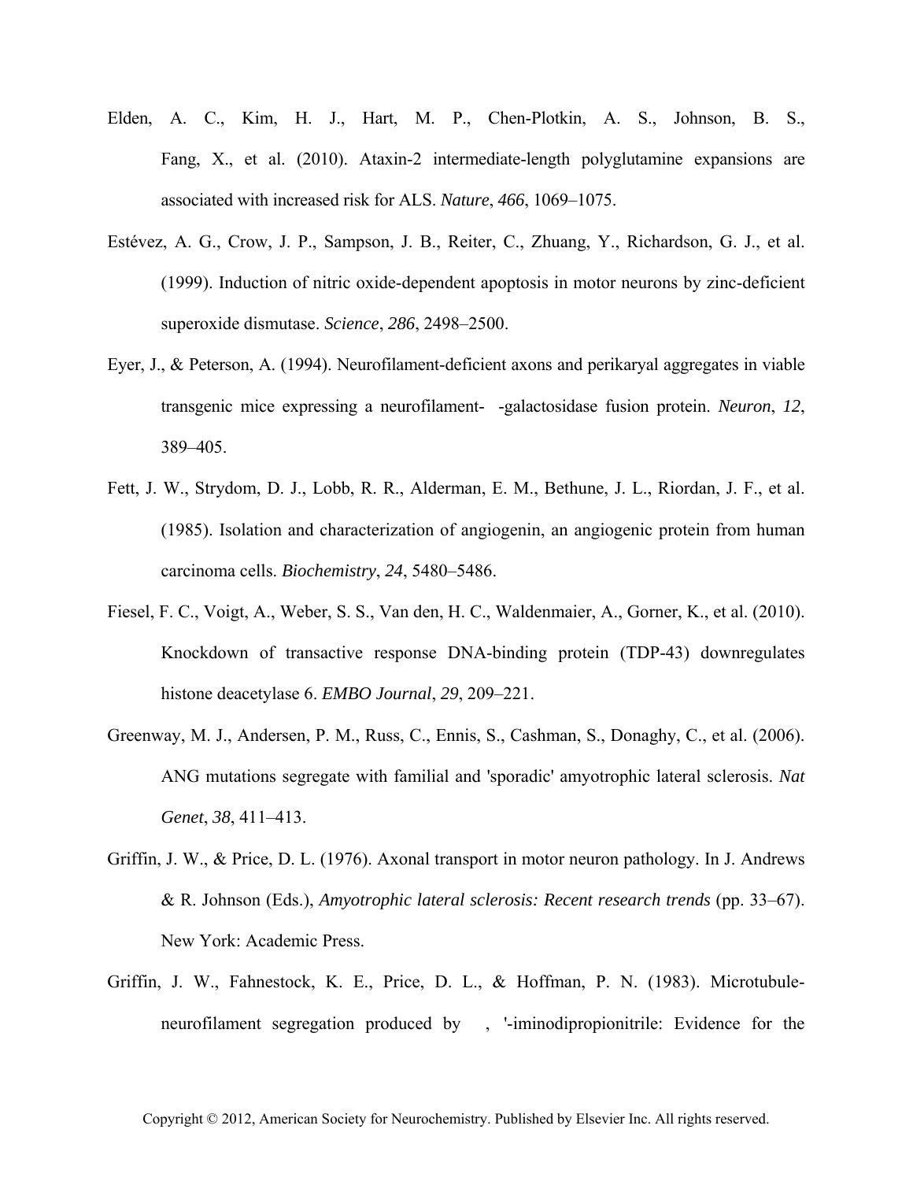Elden, A. C., Kim, H. J., Hart, M. P., Chen-Plotkin, A. S., Johnson, B. S., Fang, X., et al. (2010). Ataxin-2 intermediate-length polyglutamine expansions are associated with increased risk for ALS. *Nature*, *466*, 1069–1075.

Estévez, A. G., Crow, J. P., Sampson, J. B., Reiter, C., Zhuang, Y., Richardson, G. J., et al. (1999). Induction of nitric oxide-dependent apoptosis in motor neurons by zinc-deficient superoxide dismutase. *Science*, *286*, 2498–2500.

Eyer, J., & Peterson, A. (1994). Neurofilament-deficient axons and perikaryal aggregates in viable transgenic mice expressing a neurofilament- -galactosidase fusion protein. *Neuron*, *12*, 389–405.

Fett, J. W., Strydom, D. J., Lobb, R. R., Alderman, E. M., Bethune, J. L., Riordan, J. F., et al. (1985). Isolation and characterization of angiogenin, an angiogenic protein from human carcinoma cells. *Biochemistry*, *24*, 5480–5486.

Fiesel, F. C., Voigt, A., Weber, S. S., Van den, H. C., Waldenmaier, A., Gorner, K., et al. (2010). Knockdown of transactive response DNA-binding protein (TDP-43) downregulates histone deacetylase 6. *EMBO Journal*, *29*, 209–221.

Greenway, M. J., Andersen, P. M., Russ, C., Ennis, S., Cashman, S., Donaghy, C., et al. (2006). ANG mutations segregate with familial and 'sporadic' amyotrophic lateral sclerosis. *Nat Genet*, *38*, 411–413.

Griffin, J. W., & Price, D. L. (1976). Axonal transport in motor neuron pathology. In J. Andrews & R. Johnson (Eds.), *Amyotrophic lateral sclerosis: Recent research trends* (pp. 33–67). New York: Academic Press.

Griffin, J. W., Fahnestock, K. E., Price, D. L., & Hoffman, P. N. (1983). Microtubule-neurofilament segregation produced by , '-iminodipropionitrile: Evidence for the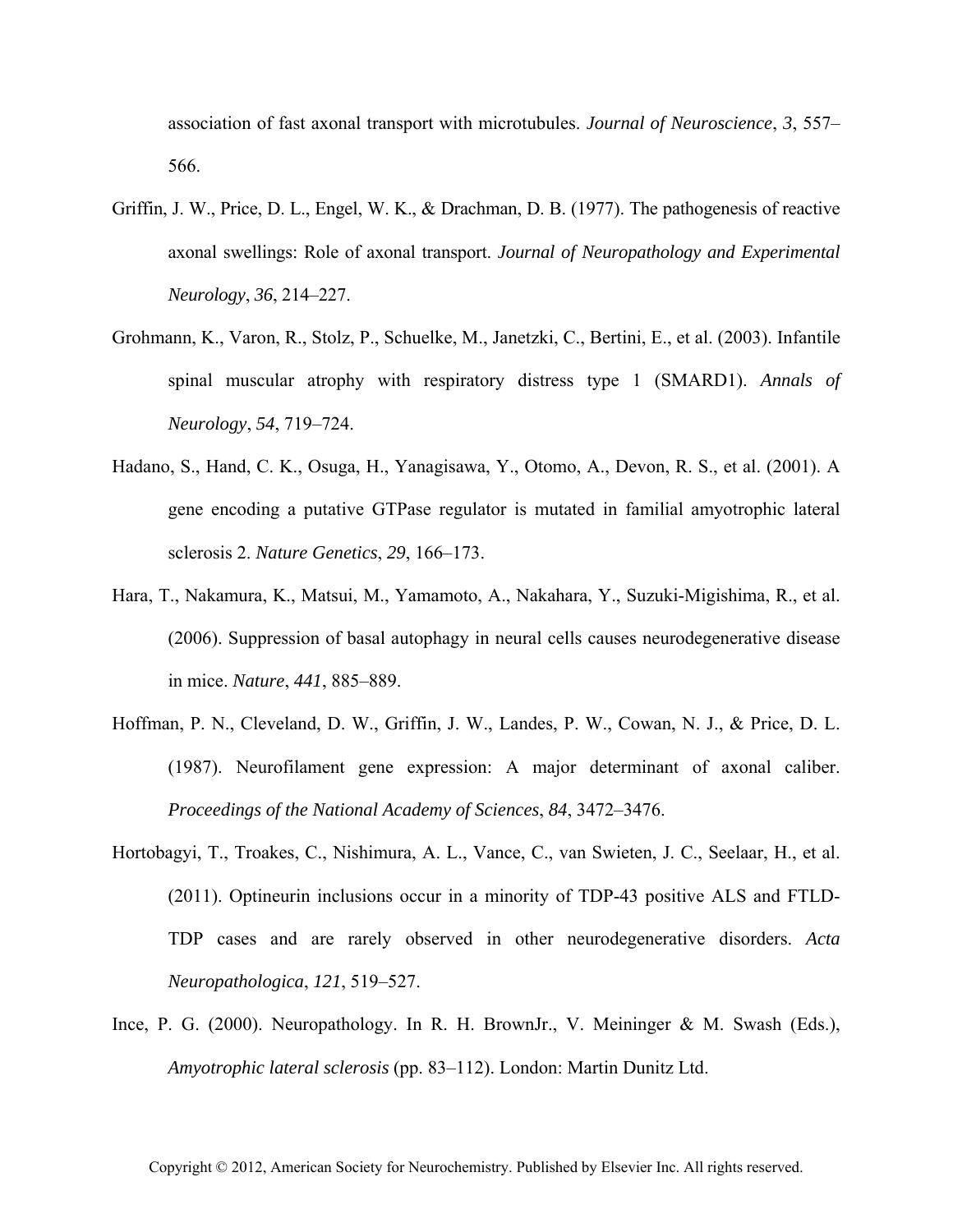association of fast axonal transport with microtubules. *Journal of Neuroscience*, *3*, 557–566.

Griffin, J. W., Price, D. L., Engel, W. K., & Drachman, D. B. (1977). The pathogenesis of reactive axonal swellings: Role of axonal transport. *Journal of Neuropathology and Experimental Neurology*, *36*, 214–227.

Grohmann, K., Varon, R., Stolz, P., Schuelke, M., Janetzki, C., Bertini, E., et al. (2003). Infantile spinal muscular atrophy with respiratory distress type 1 (SMARD1). *Annals of Neurology*, *54*, 719–724.

Hadano, S., Hand, C. K., Osuga, H., Yanagisawa, Y., Otomo, A., Devon, R. S., et al. (2001). A gene encoding a putative GTPase regulator is mutated in familial amyotrophic lateral sclerosis 2. *Nature Genetics*, *29*, 166–173.

Hara, T., Nakamura, K., Matsui, M., Yamamoto, A., Nakahara, Y., Suzuki-Migishima, R., et al. (2006). Suppression of basal autophagy in neural cells causes neurodegenerative disease in mice. *Nature*, *441*, 885–889.

Hoffman, P. N., Cleveland, D. W., Griffin, J. W., Landes, P. W., Cowan, N. J., & Price, D. L. (1987). Neurofilament gene expression: A major determinant of axonal caliber. *Proceedings of the National Academy of Sciences*, *84*, 3472–3476.

Hortobagyi, T., Troakes, C., Nishimura, A. L., Vance, C., van Swieten, J. C., Seelaar, H., et al. (2011). Optineurin inclusions occur in a minority of TDP-43 positive ALS and FTLD-TDP cases and are rarely observed in other neurodegenerative disorders. *Acta Neuropathologica*, *121*, 519–527.

Ince, P. G. (2000). Neuropathology. In R. H. BrownJr., V. Meininger & M. Swash (Eds.), *Amyotrophic lateral sclerosis* (pp. 83–112). London: Martin Dunitz Ltd.

Copyright © 2012, American Society for Neurochemistry. Published by Elsevier Inc. All rights reserved.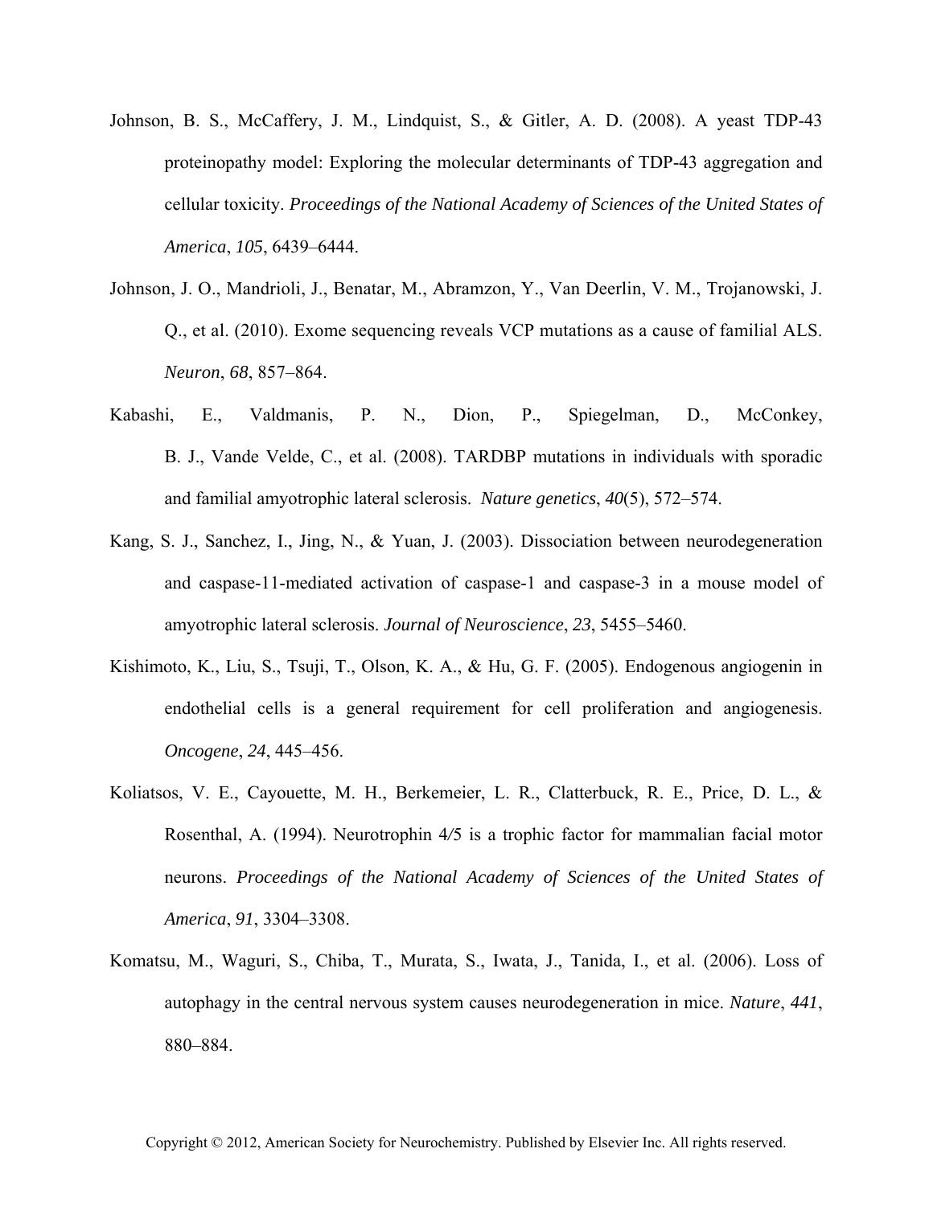Johnson, B. S., McCaffery, J. M., Lindquist, S., & Gitler, A. D. (2008). A yeast TDP-43 proteinopathy model: Exploring the molecular determinants of TDP-43 aggregation and cellular toxicity. *Proceedings of the National Academy of Sciences of the United States of America*, *105*, 6439–6444.

Johnson, J. O., Mandrioli, J., Benatar, M., Abramzon, Y., Van Deerlin, V. M., Trojanowski, J. Q., et al. (2010). Exome sequencing reveals VCP mutations as a cause of familial ALS. *Neuron*, *68*, 857–864.

Kabashi, E., Valdmanis, P. N., Dion, P., Spiegelman, D., McConkey, B. J., Vande Velde, C., et al. (2008). TARDBP mutations in individuals with sporadic and familial amyotrophic lateral sclerosis. *Nature genetics*, *40*(5), 572–574.

Kang, S. J., Sanchez, I., Jing, N., & Yuan, J. (2003). Dissociation between neurodegeneration and caspase-11-mediated activation of caspase-1 and caspase-3 in a mouse model of amyotrophic lateral sclerosis. *Journal of Neuroscience*, *23*, 5455–5460.

Kishimoto, K., Liu, S., Tsuji, T., Olson, K. A., & Hu, G. F. (2005). Endogenous angiogenin in endothelial cells is a general requirement for cell proliferation and angiogenesis. *Oncogene*, *24*, 445–456.

Koliatsos, V. E., Cayouette, M. H., Berkemeier, L. R., Clatterbuck, R. E., Price, D. L., & Rosenthal, A. (1994). Neurotrophin 4/5 is a trophic factor for mammalian facial motor neurons. *Proceedings of the National Academy of Sciences of the United States of America*, *91*, 3304–3308.

Komatsu, M., Waguri, S., Chiba, T., Murata, S., Iwata, J., Tanida, I., et al. (2006). Loss of autophagy in the central nervous system causes neurodegeneration in mice. *Nature*, *441*, 880–884.

Copyright © 2012, American Society for Neurochemistry. Published by Elsevier Inc. All rights reserved.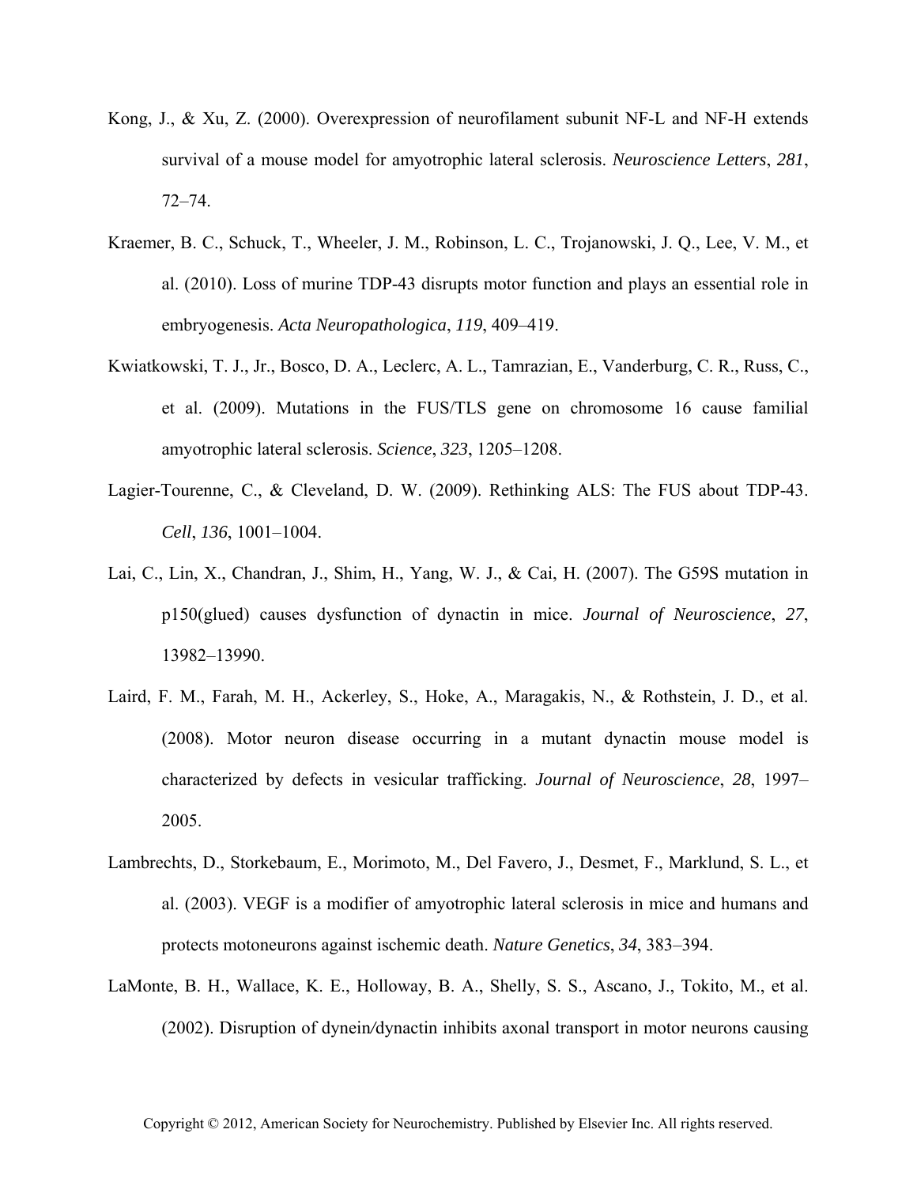Kong, J., & Xu, Z. (2000). Overexpression of neurofilament subunit NF-L and NF-H extends survival of a mouse model for amyotrophic lateral sclerosis. *Neuroscience Letters*, *281*, 72–74.

Kraemer, B. C., Schuck, T., Wheeler, J. M., Robinson, L. C., Trojanowski, J. Q., Lee, V. M., et al. (2010). Loss of murine TDP-43 disrupts motor function and plays an essential role in embryogenesis. *Acta Neuropathologica*, *119*, 409–419.

Kwiatkowski, T. J., Jr., Bosco, D. A., Leclerc, A. L., Tamrazian, E., Vanderburg, C. R., Russ, C., et al. (2009). Mutations in the FUS/TLS gene on chromosome 16 cause familial amyotrophic lateral sclerosis. *Science*, *323*, 1205–1208.

Lagier-Tourenne, C., & Cleveland, D. W. (2009). Rethinking ALS: The FUS about TDP-43. *Cell*, *136*, 1001–1004.

Lai, C., Lin, X., Chandran, J., Shim, H., Yang, W. J., & Cai, H. (2007). The G59S mutation in p150(glued) causes dysfunction of dynactin in mice. *Journal of Neuroscience*, *27*, 13982–13990.

Laird, F. M., Farah, M. H., Ackerley, S., Hoke, A., Maragakis, N., & Rothstein, J. D., et al. (2008). Motor neuron disease occurring in a mutant dynactin mouse model is characterized by defects in vesicular trafficking. *Journal of Neuroscience*, *28*, 1997–2005.

Lambrechts, D., Storkebaum, E., Morimoto, M., Del Favero, J., Desmet, F., Marklund, S. L., et al. (2003). VEGF is a modifier of amyotrophic lateral sclerosis in mice and humans and protects motoneurons against ischemic death. *Nature Genetics*, *34*, 383–394.

LaMonte, B. H., Wallace, K. E., Holloway, B. A., Shelly, S. S., Ascano, J., Tokito, M., et al. (2002). Disruption of dynein/dynactin inhibits axonal transport in motor neurons causing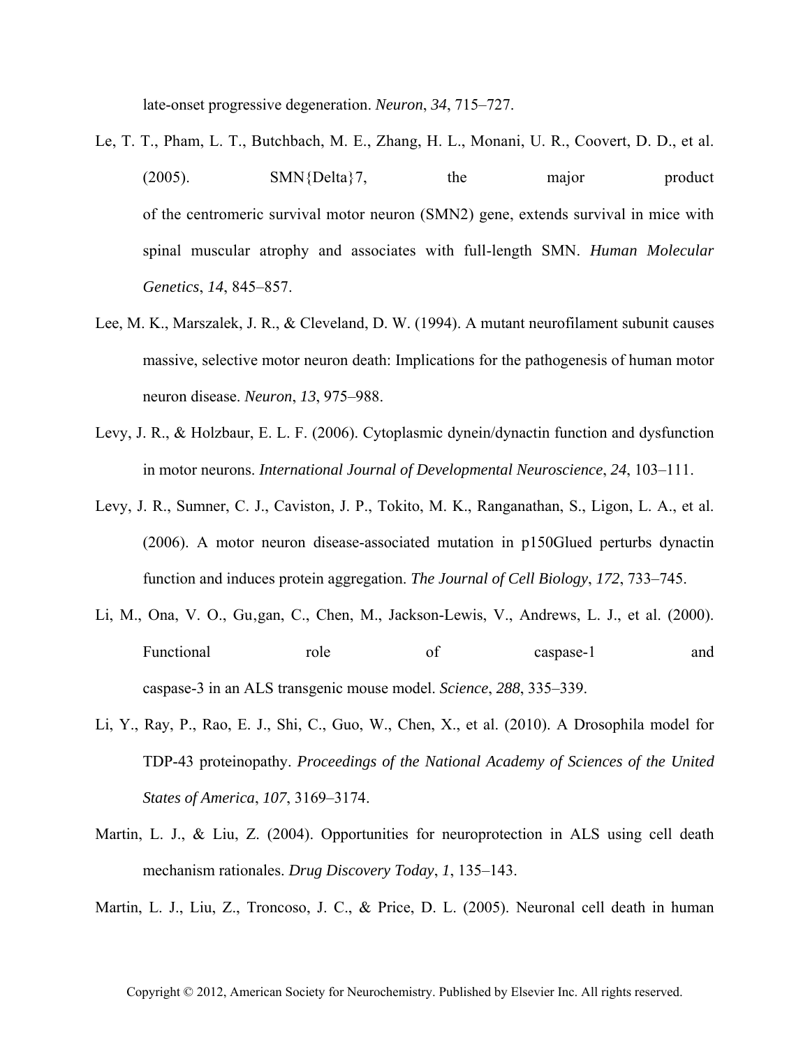late-onset progressive degeneration. *Neuron*, *34*, 715–727.

Le, T. T., Pham, L. T., Butchbach, M. E., Zhang, H. L., Monani, U. R., Coovert, D. D., et al. (2005). SMN{Delta}7, the major product of the centromeric survival motor neuron (SMN2) gene, extends survival in mice with spinal muscular atrophy and associates with full-length SMN. *Human Molecular Genetics*, *14*, 845–857.

Lee, M. K., Marszalek, J. R., & Cleveland, D. W. (1994). A mutant neurofilament subunit causes massive, selective motor neuron death: Implications for the pathogenesis of human motor neuron disease. *Neuron*, *13*, 975–988.

Levy, J. R., & Holzbaur, E. L. F. (2006). Cytoplasmic dynein/dynactin function and dysfunction in motor neurons. *International Journal of Developmental Neuroscience*, *24*, 103–111.

Levy, J. R., Sumner, C. J., Caviston, J. P., Tokito, M. K., Ranganathan, S., Ligon, L. A., et al. (2006). A motor neuron disease-associated mutation in p150Glued perturbs dynactin function and induces protein aggregation. *The Journal of Cell Biology*, *172*, 733–745.

Li, M., Ona, V. O., Gu,gan, C., Chen, M., Jackson-Lewis, V., Andrews, L. J., et al. (2000). Functional role of caspase-1 and caspase-3 in an ALS transgenic mouse model. *Science*, *288*, 335–339.

Li, Y., Ray, P., Rao, E. J., Shi, C., Guo, W., Chen, X., et al. (2010). A Drosophila model for TDP-43 proteinopathy. *Proceedings of the National Academy of Sciences of the United States of America*, *107*, 3169–3174.

Martin, L. J., & Liu, Z. (2004). Opportunities for neuroprotection in ALS using cell death mechanism rationales. *Drug Discovery Today*, *1*, 135–143.

Martin, L. J., Liu, Z., Troncoso, J. C., & Price, D. L. (2005). Neuronal cell death in human

Copyright © 2012, American Society for Neurochemistry. Published by Elsevier Inc. All rights reserved.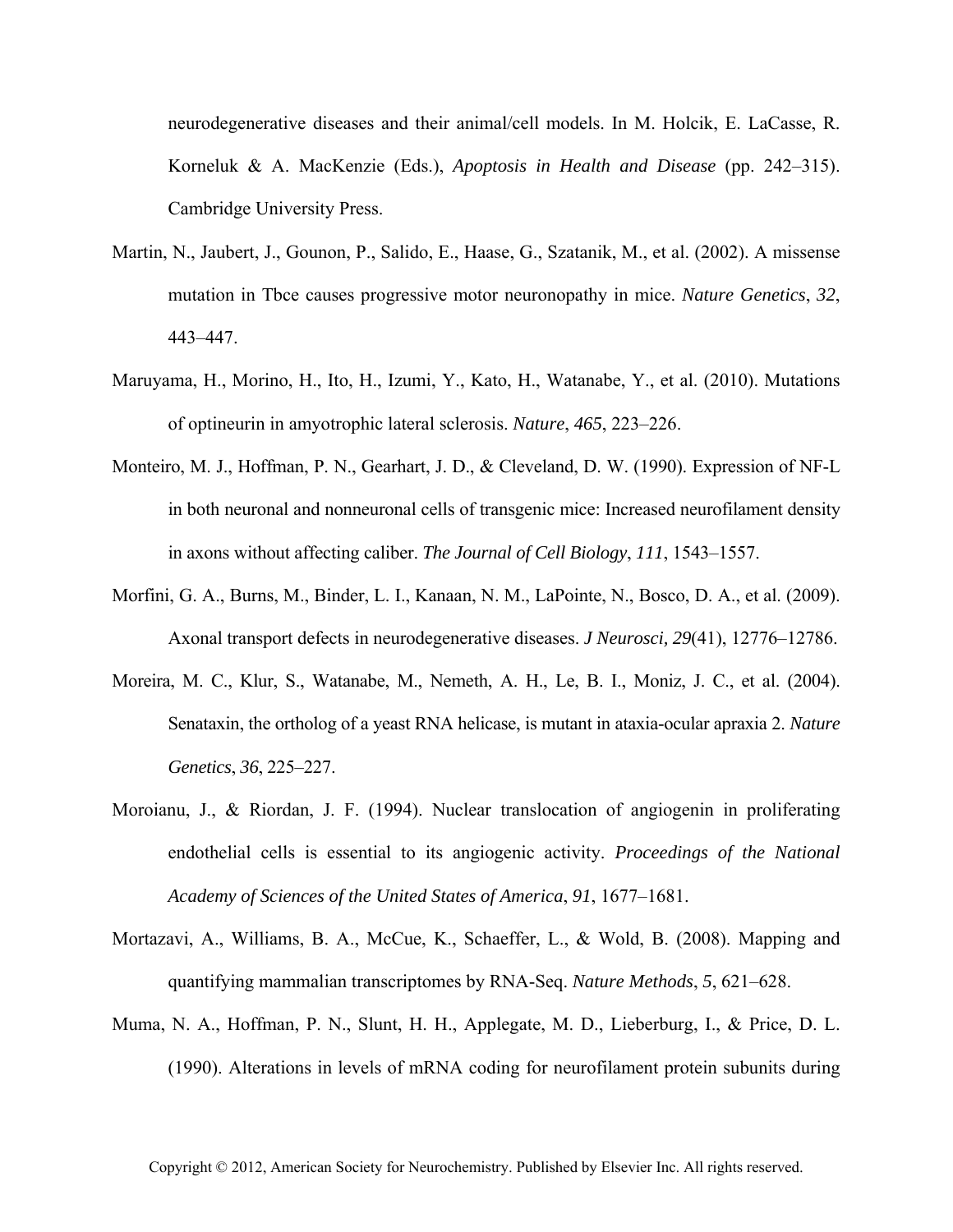neurodegenerative diseases and their animal/cell models. In M. Holcik, E. LaCasse, R. Korneluk & A. MacKenzie (Eds.), *Apoptosis in Health and Disease* (pp. 242–315). Cambridge University Press.

Martin, N., Jaubert, J., Gounon, P., Salido, E., Haase, G., Szatanik, M., et al. (2002). A missense mutation in Tbce causes progressive motor neuronopathy in mice. *Nature Genetics*, *32*, 443–447.

Maruyama, H., Morino, H., Ito, H., Izumi, Y., Kato, H., Watanabe, Y., et al. (2010). Mutations of optineurin in amyotrophic lateral sclerosis. *Nature*, *465*, 223–226.

Monteiro, M. J., Hoffman, P. N., Gearhart, J. D., & Cleveland, D. W. (1990). Expression of NF-L in both neuronal and nonneuronal cells of transgenic mice: Increased neurofilament density in axons without affecting caliber. *The Journal of Cell Biology*, *111*, 1543–1557.

Morfini, G. A., Burns, M., Binder, L. I., Kanaan, N. M., LaPointe, N., Bosco, D. A., et al. (2009). Axonal transport defects in neurodegenerative diseases. *J Neurosci, 29*(41), 12776–12786.

Moreira, M. C., Klur, S., Watanabe, M., Nemeth, A. H., Le, B. I., Moniz, J. C., et al. (2004). Senataxin, the ortholog of a yeast RNA helicase, is mutant in ataxia-ocular apraxia 2. *Nature Genetics*, *36*, 225–227.

Moroianu, J., & Riordan, J. F. (1994). Nuclear translocation of angiogenin in proliferating endothelial cells is essential to its angiogenic activity. *Proceedings of the National Academy of Sciences of the United States of America*, *91*, 1677–1681.

Mortazavi, A., Williams, B. A., McCue, K., Schaeffer, L., & Wold, B. (2008). Mapping and quantifying mammalian transcriptomes by RNA-Seq. *Nature Methods*, *5*, 621–628.

Muma, N. A., Hoffman, P. N., Slunt, H. H., Applegate, M. D., Lieberburg, I., & Price, D. L. (1990). Alterations in levels of mRNA coding for neurofilament protein subunits during

Copyright © 2012, American Society for Neurochemistry. Published by Elsevier Inc. All rights reserved.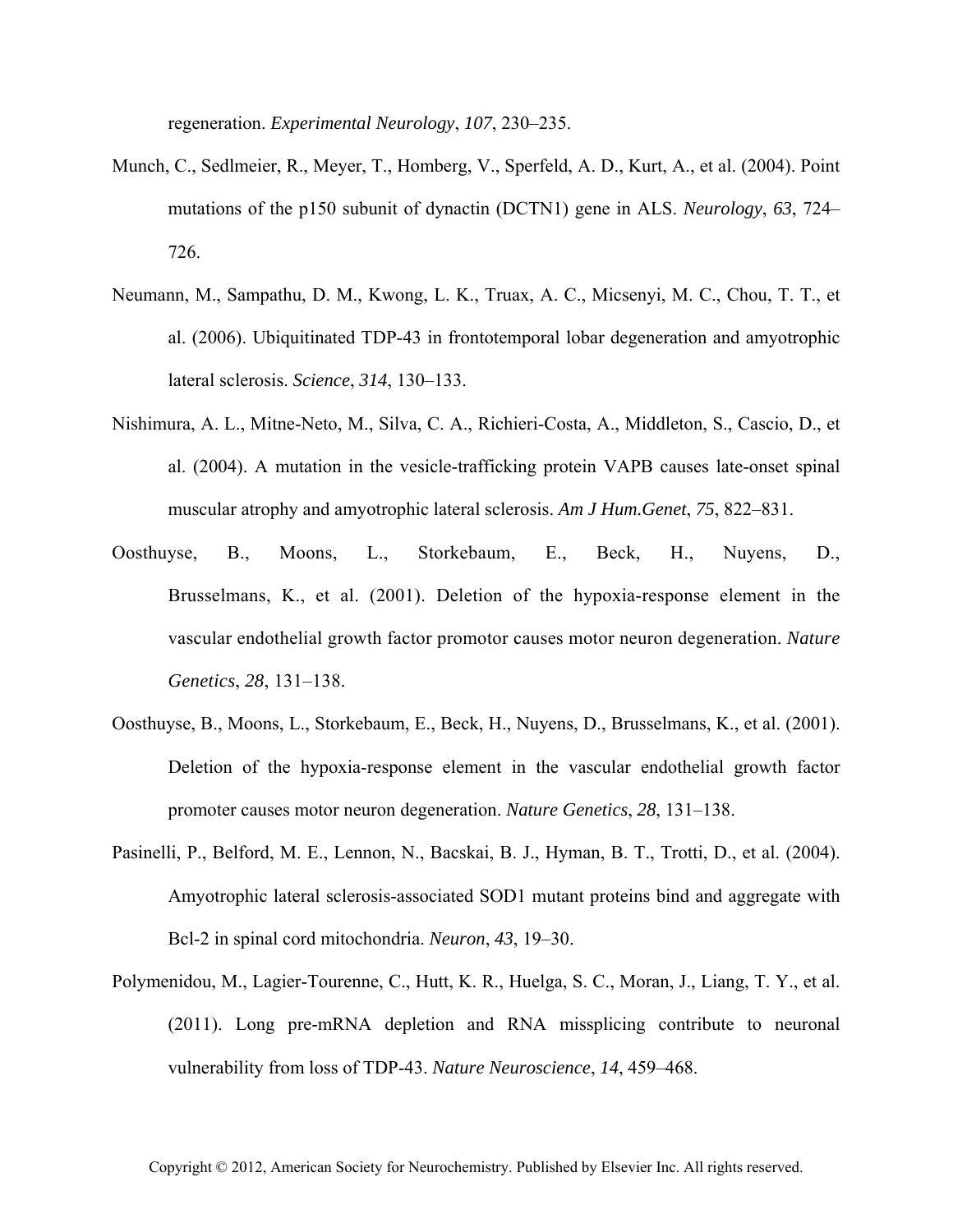regeneration. *Experimental Neurology*, *107*, 230–235.

Munch, C., Sedlmeier, R., Meyer, T., Homberg, V., Sperfeld, A. D., Kurt, A., et al. (2004). Point mutations of the p150 subunit of dynactin (DCTN1) gene in ALS. *Neurology*, *63*, 724–726.

Neumann, M., Sampathu, D. M., Kwong, L. K., Truax, A. C., Micsenyi, M. C., Chou, T. T., et al. (2006). Ubiquitinated TDP-43 in frontotemporal lobar degeneration and amyotrophic lateral sclerosis. *Science*, *314*, 130–133.

Nishimura, A. L., Mitne-Neto, M., Silva, C. A., Richieri-Costa, A., Middleton, S., Cascio, D., et al. (2004). A mutation in the vesicle-trafficking protein VAPB causes late-onset spinal muscular atrophy and amyotrophic lateral sclerosis. *Am J Hum.Genet*, *75*, 822–831.

Oosthuyse, B., Moons, L., Storkebaum, E., Beck, H., Nuyens, D., Brusselmans, K., et al. (2001). Deletion of the hypoxia-response element in the vascular endothelial growth factor promotor causes motor neuron degeneration. *Nature Genetics*, *28*, 131–138.

Oosthuyse, B., Moons, L., Storkebaum, E., Beck, H., Nuyens, D., Brusselmans, K., et al. (2001). Deletion of the hypoxia-response element in the vascular endothelial growth factor promoter causes motor neuron degeneration. *Nature Genetics*, *28*, 131–138.

Pasinelli, P., Belford, M. E., Lennon, N., Bacskai, B. J., Hyman, B. T., Trotti, D., et al. (2004). Amyotrophic lateral sclerosis-associated SOD1 mutant proteins bind and aggregate with Bcl-2 in spinal cord mitochondria. *Neuron*, *43*, 19–30.

Polymenidou, M., Lagier-Tourenne, C., Hutt, K. R., Huelga, S. C., Moran, J., Liang, T. Y., et al. (2011). Long pre-mRNA depletion and RNA missplicing contribute to neuronal vulnerability from loss of TDP-43. *Nature Neuroscience*, *14*, 459–468.

Copyright © 2012, American Society for Neurochemistry. Published by Elsevier Inc. All rights reserved.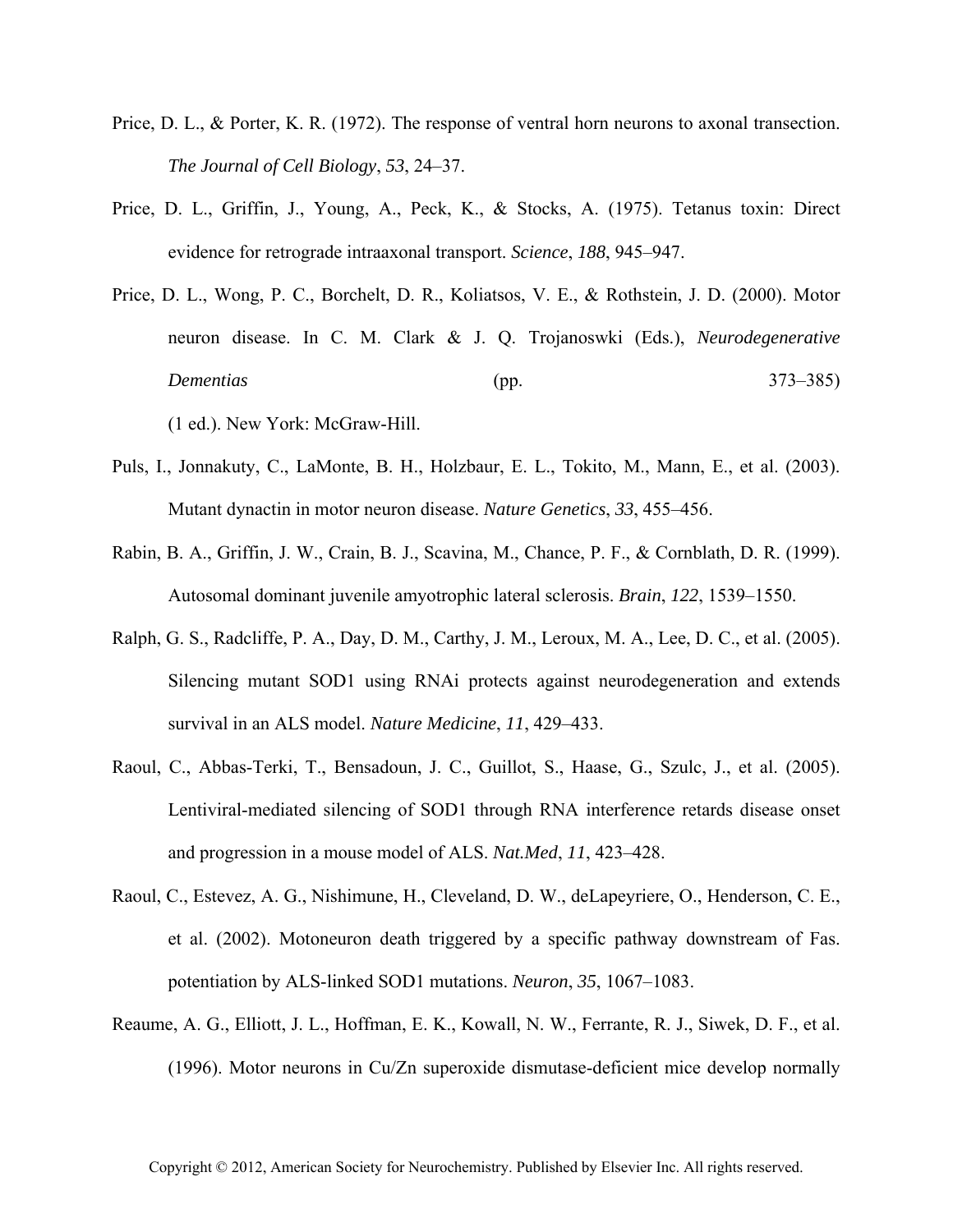Price, D. L., & Porter, K. R. (1972). The response of ventral horn neurons to axonal transection. *The Journal of Cell Biology*, *53*, 24–37.

Price, D. L., Griffin, J., Young, A., Peck, K., & Stocks, A. (1975). Tetanus toxin: Direct evidence for retrograde intraaxonal transport. *Science*, *188*, 945–947.

Price, D. L., Wong, P. C., Borchelt, D. R., Koliatsos, V. E., & Rothstein, J. D. (2000). Motor neuron disease. In C. M. Clark & J. Q. Trojanoswki (Eds.), *Neurodegenerative Dementias* (pp. 373–385) (1 ed.). New York: McGraw-Hill.

Puls, I., Jonnakuty, C., LaMonte, B. H., Holzbaur, E. L., Tokito, M., Mann, E., et al. (2003). Mutant dynactin in motor neuron disease. *Nature Genetics*, *33*, 455–456.

Rabin, B. A., Griffin, J. W., Crain, B. J., Scavina, M., Chance, P. F., & Cornblath, D. R. (1999). Autosomal dominant juvenile amyotrophic lateral sclerosis. *Brain*, *122*, 1539–1550.

Ralph, G. S., Radcliffe, P. A., Day, D. M., Carthy, J. M., Leroux, M. A., Lee, D. C., et al. (2005). Silencing mutant SOD1 using RNAi protects against neurodegeneration and extends survival in an ALS model. *Nature Medicine*, *11*, 429–433.

Raoul, C., Abbas-Terki, T., Bensadoun, J. C., Guillot, S., Haase, G., Szulc, J., et al. (2005). Lentiviral-mediated silencing of SOD1 through RNA interference retards disease onset and progression in a mouse model of ALS. *Nat.Med*, *11*, 423–428.

Raoul, C., Estevez, A. G., Nishimune, H., Cleveland, D. W., deLapeyriere, O., Henderson, C. E., et al. (2002). Motoneuron death triggered by a specific pathway downstream of Fas. potentiation by ALS-linked SOD1 mutations. *Neuron*, *35*, 1067–1083.

Reaume, A. G., Elliott, J. L., Hoffman, E. K., Kowall, N. W., Ferrante, R. J., Siwek, D. F., et al. (1996). Motor neurons in Cu/Zn superoxide dismutase-deficient mice develop normally

Copyright © 2012, American Society for Neurochemistry. Published by Elsevier Inc. All rights reserved.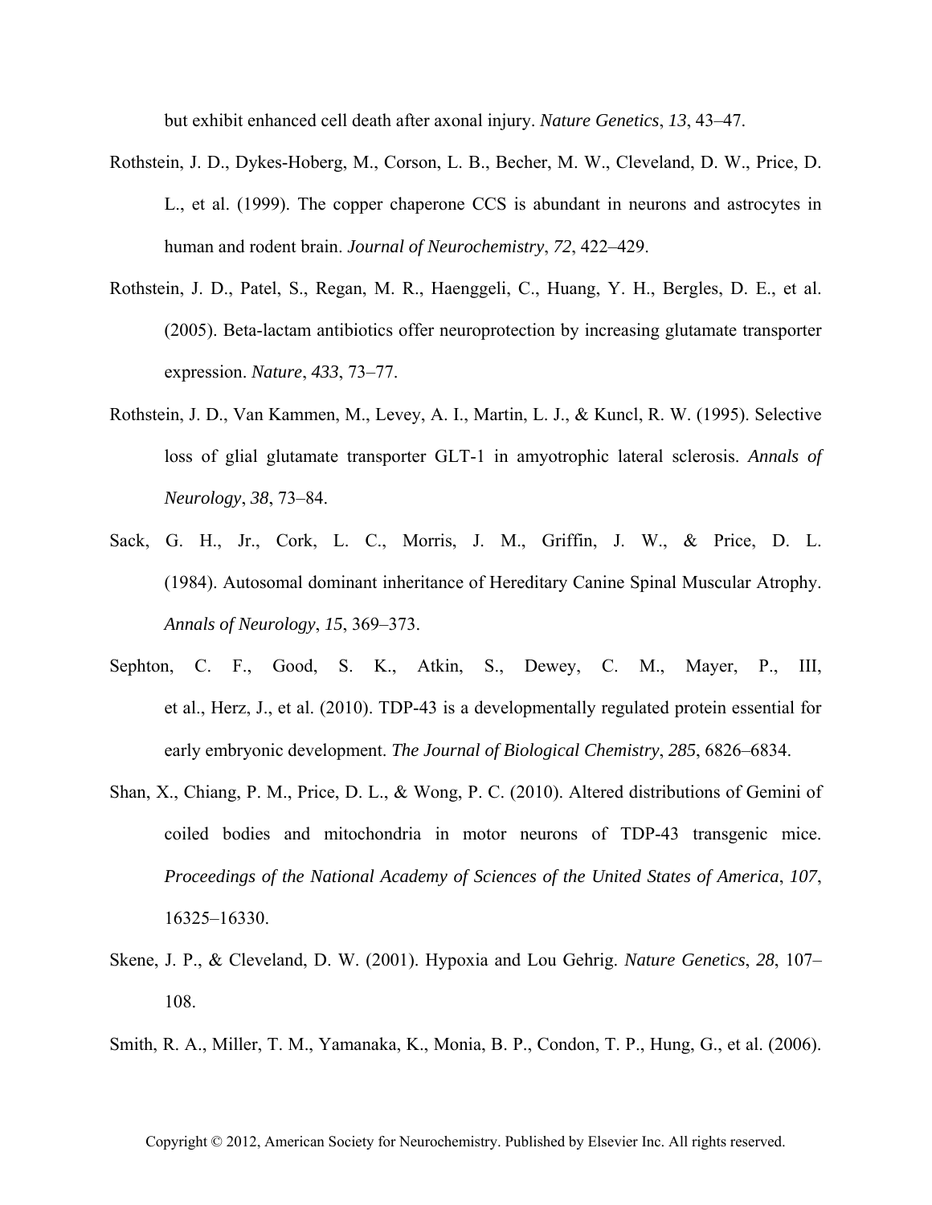but exhibit enhanced cell death after axonal injury. *Nature Genetics*, *13*, 43–47.

Rothstein, J. D., Dykes-Hoberg, M., Corson, L. B., Becher, M. W., Cleveland, D. W., Price, D. L., et al. (1999). The copper chaperone CCS is abundant in neurons and astrocytes in human and rodent brain. *Journal of Neurochemistry*, *72*, 422–429.

Rothstein, J. D., Patel, S., Regan, M. R., Haenggeli, C., Huang, Y. H., Bergles, D. E., et al. (2005). Beta-lactam antibiotics offer neuroprotection by increasing glutamate transporter expression. *Nature*, *433*, 73–77.

Rothstein, J. D., Van Kammen, M., Levey, A. I., Martin, L. J., & Kuncl, R. W. (1995). Selective loss of glial glutamate transporter GLT-1 in amyotrophic lateral sclerosis. *Annals of Neurology*, *38*, 73–84.

Sack, G. H., Jr., Cork, L. C., Morris, J. M., Griffin, J. W., & Price, D. L. (1984). Autosomal dominant inheritance of Hereditary Canine Spinal Muscular Atrophy. *Annals of Neurology*, *15*, 369–373.

Sephton, C. F., Good, S. K., Atkin, S., Dewey, C. M., Mayer, P., III, et al., Herz, J., et al. (2010). TDP-43 is a developmentally regulated protein essential for early embryonic development. *The Journal of Biological Chemistry*, *285*, 6826–6834.

Shan, X., Chiang, P. M., Price, D. L., & Wong, P. C. (2010). Altered distributions of Gemini of coiled bodies and mitochondria in motor neurons of TDP-43 transgenic mice. *Proceedings of the National Academy of Sciences of the United States of America*, *107*, 16325–16330.

Skene, J. P., & Cleveland, D. W. (2001). Hypoxia and Lou Gehrig. *Nature Genetics*, *28*, 107–108.

Smith, R. A., Miller, T. M., Yamanaka, K., Monia, B. P., Condon, T. P., Hung, G., et al. (2006).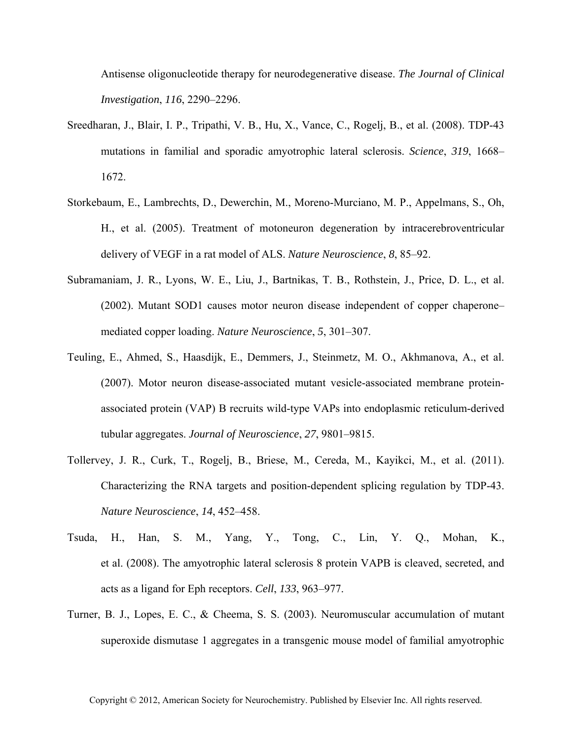Antisense oligonucleotide therapy for neurodegenerative disease. *The Journal of Clinical Investigation*, *116*, 2290–2296.

Sreedharan, J., Blair, I. P., Tripathi, V. B., Hu, X., Vance, C., Rogelj, B., et al. (2008). TDP-43 mutations in familial and sporadic amyotrophic lateral sclerosis. *Science*, *319*, 1668–1672.

Storkebaum, E., Lambrechts, D., Dewerchin, M., Moreno-Murciano, M. P., Appelmans, S., Oh, H., et al. (2005). Treatment of motoneuron degeneration by intracerebroventricular delivery of VEGF in a rat model of ALS. *Nature Neuroscience*, *8*, 85–92.

Subramaniam, J. R., Lyons, W. E., Liu, J., Bartnikas, T. B., Rothstein, J., Price, D. L., et al. (2002). Mutant SOD1 causes motor neuron disease independent of copper chaperone–mediated copper loading. *Nature Neuroscience*, *5*, 301–307.

Teuling, E., Ahmed, S., Haasdijk, E., Demmers, J., Steinmetz, M. O., Akhmanova, A., et al. (2007). Motor neuron disease-associated mutant vesicle-associated membrane protein-associated protein (VAP) B recruits wild-type VAPs into endoplasmic reticulum-derived tubular aggregates. *Journal of Neuroscience*, *27*, 9801–9815.

Tollervey, J. R., Curk, T., Rogelj, B., Briese, M., Cereda, M., Kayikci, M., et al. (2011). Characterizing the RNA targets and position-dependent splicing regulation by TDP-43. *Nature Neuroscience*, *14*, 452–458.

Tsuda, H., Han, S. M., Yang, Y., Tong, C., Lin, Y. Q., Mohan, K., et al. (2008). The amyotrophic lateral sclerosis 8 protein VAPB is cleaved, secreted, and acts as a ligand for Eph receptors. *Cell*, *133*, 963–977.

Turner, B. J., Lopes, E. C., & Cheema, S. S. (2003). Neuromuscular accumulation of mutant superoxide dismutase 1 aggregates in a transgenic mouse model of familial amyotrophic

Copyright © 2012, American Society for Neurochemistry. Published by Elsevier Inc. All rights reserved.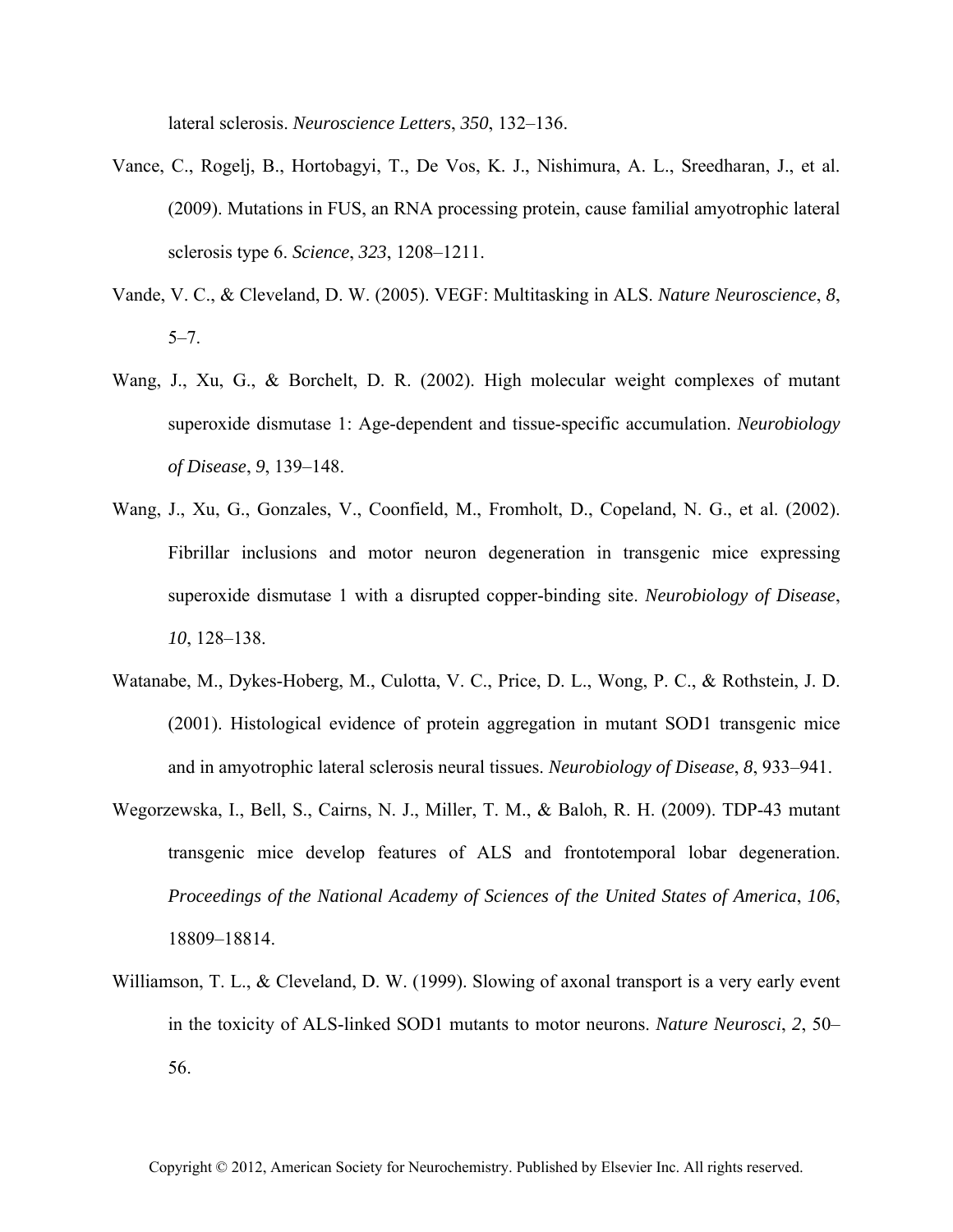lateral sclerosis. *Neuroscience Letters*, *350*, 132–136.

Vance, C., Rogelj, B., Hortobagyi, T., De Vos, K. J., Nishimura, A. L., Sreedharan, J., et al. (2009). Mutations in FUS, an RNA processing protein, cause familial amyotrophic lateral sclerosis type 6. *Science*, *323*, 1208–1211.

Vande, V. C., & Cleveland, D. W. (2005). VEGF: Multitasking in ALS. *Nature Neuroscience*, *8*, 5–7.

Wang, J., Xu, G., & Borchelt, D. R. (2002). High molecular weight complexes of mutant superoxide dismutase 1: Age-dependent and tissue-specific accumulation. *Neurobiology of Disease*, *9*, 139–148.

Wang, J., Xu, G., Gonzales, V., Coonfield, M., Fromholt, D., Copeland, N. G., et al. (2002). Fibrillar inclusions and motor neuron degeneration in transgenic mice expressing superoxide dismutase 1 with a disrupted copper-binding site. *Neurobiology of Disease*, *10*, 128–138.

Watanabe, M., Dykes-Hoberg, M., Culotta, V. C., Price, D. L., Wong, P. C., & Rothstein, J. D. (2001). Histological evidence of protein aggregation in mutant SOD1 transgenic mice and in amyotrophic lateral sclerosis neural tissues. *Neurobiology of Disease*, *8*, 933–941.

Wegorzewska, I., Bell, S., Cairns, N. J., Miller, T. M., & Baloh, R. H. (2009). TDP-43 mutant transgenic mice develop features of ALS and frontotemporal lobar degeneration. *Proceedings of the National Academy of Sciences of the United States of America*, *106*, 18809–18814.

Williamson, T. L., & Cleveland, D. W. (1999). Slowing of axonal transport is a very early event in the toxicity of ALS-linked SOD1 mutants to motor neurons. *Nature Neurosci*, *2*, 50–56.

Copyright © 2012, American Society for Neurochemistry. Published by Elsevier Inc. All rights reserved.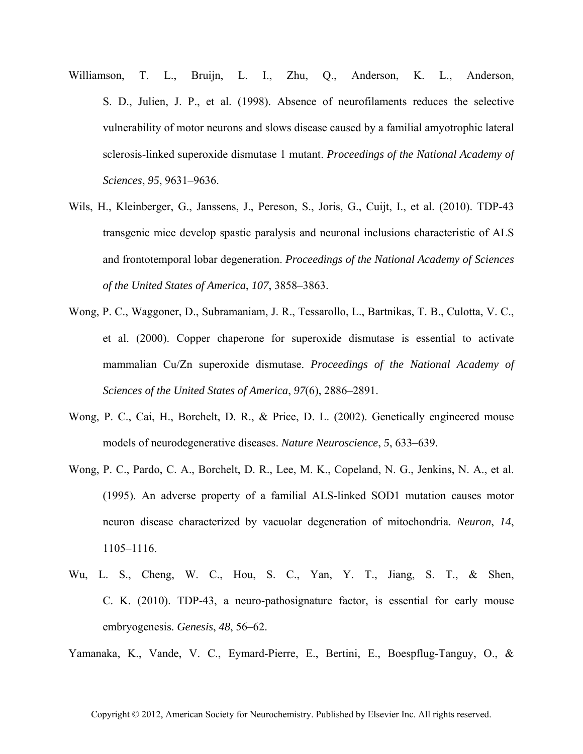Williamson, T. L., Bruijn, L. I., Zhu, Q., Anderson, K. L., Anderson, S. D., Julien, J. P., et al. (1998). Absence of neurofilaments reduces the selective vulnerability of motor neurons and slows disease caused by a familial amyotrophic lateral sclerosis-linked superoxide dismutase 1 mutant. *Proceedings of the National Academy of Sciences*, *95*, 9631–9636.

Wils, H., Kleinberger, G., Janssens, J., Pereson, S., Joris, G., Cuijt, I., et al. (2010). TDP-43 transgenic mice develop spastic paralysis and neuronal inclusions characteristic of ALS and frontotemporal lobar degeneration. *Proceedings of the National Academy of Sciences of the United States of America*, *107*, 3858–3863.

Wong, P. C., Waggoner, D., Subramaniam, J. R., Tessarollo, L., Bartnikas, T. B., Culotta, V. C., et al. (2000). Copper chaperone for superoxide dismutase is essential to activate mammalian Cu/Zn superoxide dismutase. *Proceedings of the National Academy of Sciences of the United States of America*, *97*(6), 2886–2891.

Wong, P. C., Cai, H., Borchelt, D. R., & Price, D. L. (2002). Genetically engineered mouse models of neurodegenerative diseases. *Nature Neuroscience*, *5*, 633–639.

Wong, P. C., Pardo, C. A., Borchelt, D. R., Lee, M. K., Copeland, N. G., Jenkins, N. A., et al. (1995). An adverse property of a familial ALS-linked SOD1 mutation causes motor neuron disease characterized by vacuolar degeneration of mitochondria. *Neuron*, *14*, 1105–1116.

Wu, L. S., Cheng, W. C., Hou, S. C., Yan, Y. T., Jiang, S. T., & Shen, C. K. (2010). TDP-43, a neuro-pathosignature factor, is essential for early mouse embryogenesis. *Genesis*, *48*, 56–62.

Yamanaka, K., Vande, V. C., Eymard-Pierre, E., Bertini, E., Boespflug-Tanguy, O., &

Copyright © 2012, American Society for Neurochemistry. Published by Elsevier Inc. All rights reserved.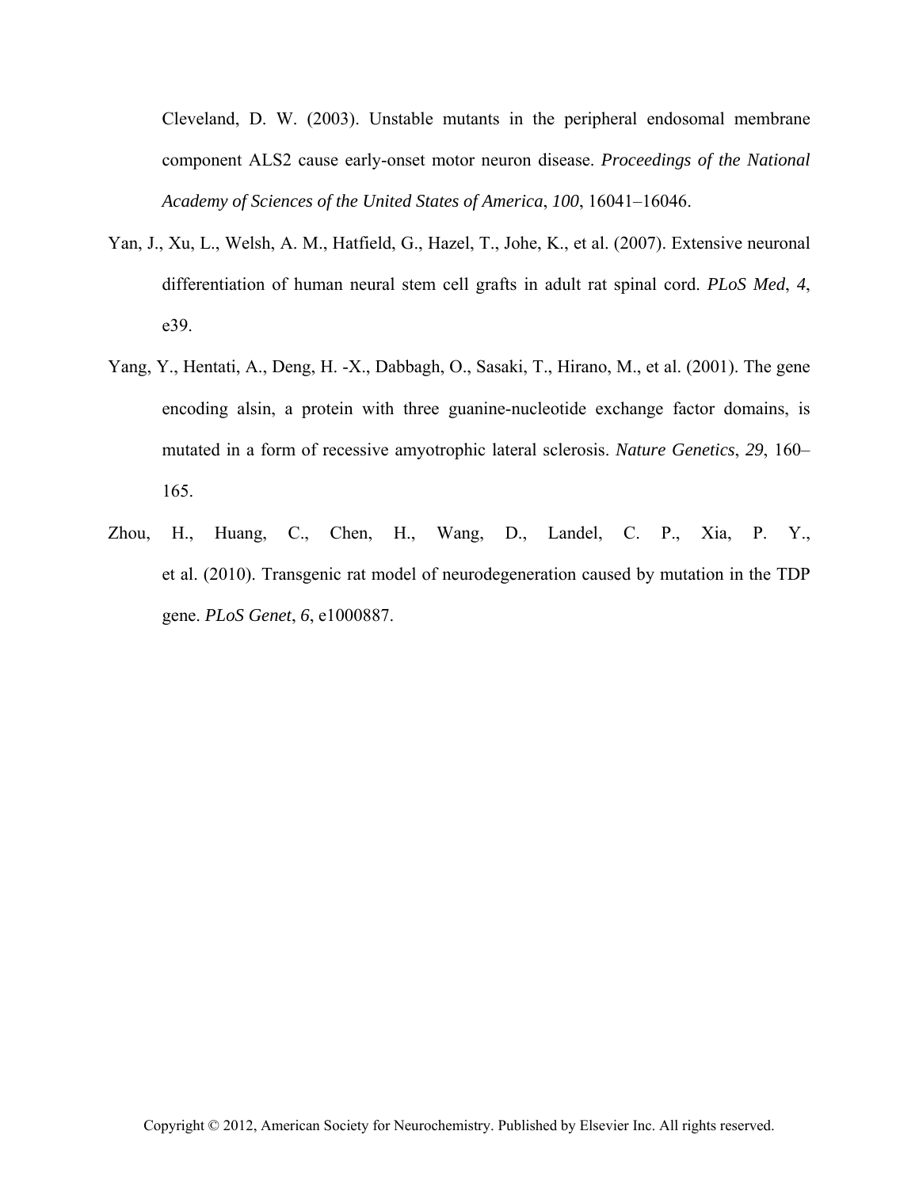Cleveland, D. W. (2003). Unstable mutants in the peripheral endosomal membrane component ALS2 cause early-onset motor neuron disease. *Proceedings of the National Academy of Sciences of the United States of America*, *100*, 16041–16046.

Yan, J., Xu, L., Welsh, A. M., Hatfield, G., Hazel, T., Johe, K., et al. (2007). Extensive neuronal differentiation of human neural stem cell grafts in adult rat spinal cord. *PLoS Med*, *4*, e39.

Yang, Y., Hentati, A., Deng, H. -X., Dabbagh, O., Sasaki, T., Hirano, M., et al. (2001). The gene encoding alsin, a protein with three guanine-nucleotide exchange factor domains, is mutated in a form of recessive amyotrophic lateral sclerosis. *Nature Genetics*, *29*, 160–165.

Zhou, H., Huang, C., Chen, H., Wang, D., Landel, C. P., Xia, P. Y., et al. (2010). Transgenic rat model of neurodegeneration caused by mutation in the TDP gene. *PLoS Genet*, *6*, e1000887.

Copyright © 2012, American Society for Neurochemistry. Published by Elsevier Inc. All rights reserved.